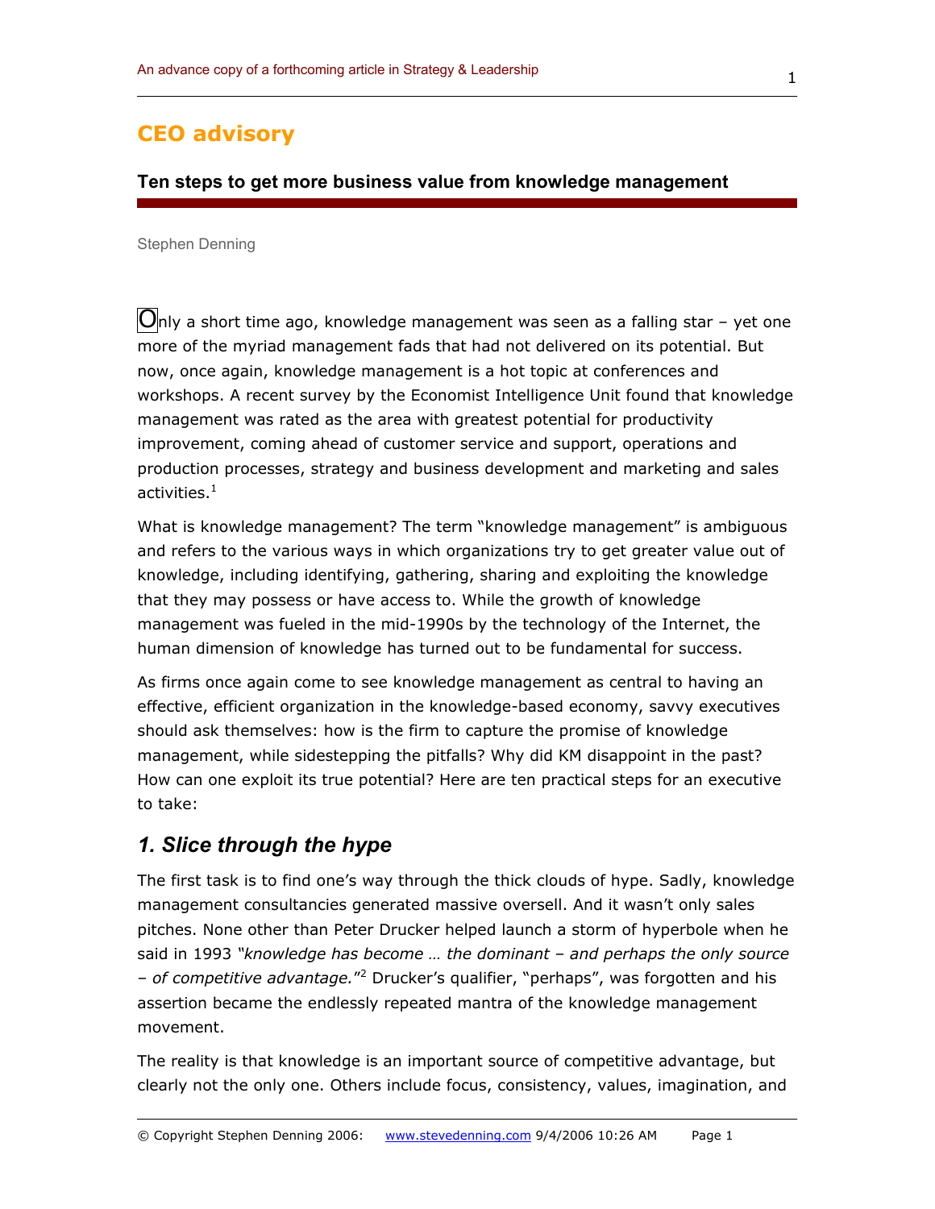# CEO advisory

## Ten steps to get more business value from knowledge management

Stephen Denning

Only a short time ago, knowledge management was seen as a falling star – yet one more of the myriad management fads that had not delivered on its potential. But now, once again, knowledge management is a hot topic at conferences and workshops. A recent survey by the Economist Intelligence Unit found that knowledge management was rated as the area with greatest potential for productivity improvement, coming ahead of customer service and support, operations and production processes, strategy and business development and marketing and sales activities.[1]

What is knowledge management? The term "knowledge management" is ambiguous and refers to the various ways in which organizations try to get greater value out of knowledge, including identifying, gathering, sharing and exploiting the knowledge that they may possess or have access to. While the growth of knowledge management was fueled in the mid-1990s by the technology of the Internet, the human dimension of knowledge has turned out to be fundamental for success.

As firms once again come to see knowledge management as central to having an effective, efficient organization in the knowledge-based economy, savvy executives should ask themselves: how is the firm to capture the promise of knowledge management, while sidestepping the pitfalls? Why did KM disappoint in the past? How can one exploit its true potential? Here are ten practical steps for an executive to take:

### *1. Slice through the hype*

The first task is to find one's way through the thick clouds of hype. Sadly, knowledge management consultancies generated massive oversell. And it wasn't only sales pitches. None other than Peter Drucker helped launch a storm of hyperbole when he said in 1993 *"knowledge has become … the dominant – and perhaps the only source – of competitive advantage."*[2] Drucker's qualifier, "perhaps", was forgotten and his assertion became the endlessly repeated mantra of the knowledge management movement.

The reality is that knowledge is an important source of competitive advantage, but clearly not the only one. Others include focus, consistency, values, imagination, and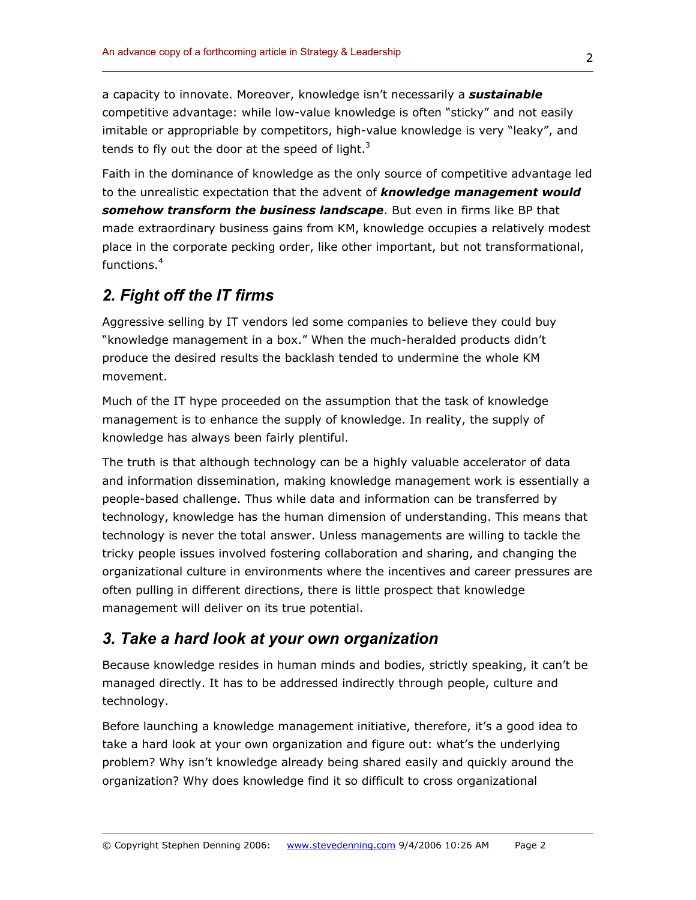a capacity to innovate. Moreover, knowledge isn't necessarily a ***sustainable*** competitive advantage: while low-value knowledge is often "sticky" and not easily imitable or appropriable by competitors, high-value knowledge is very "leaky", and tends to fly out the door at the speed of light.[3]

Faith in the dominance of knowledge as the only source of competitive advantage led to the unrealistic expectation that the advent of ***knowledge management would somehow transform the business landscape***. But even in firms like BP that made extraordinary business gains from KM, knowledge occupies a relatively modest place in the corporate pecking order, like other important, but not transformational, functions.[4]

## 2. Fight off the IT firms

Aggressive selling by IT vendors led some companies to believe they could buy "knowledge management in a box." When the much-heralded products didn't produce the desired results the backlash tended to undermine the whole KM movement.

Much of the IT hype proceeded on the assumption that the task of knowledge management is to enhance the supply of knowledge. In reality, the supply of knowledge has always been fairly plentiful.

The truth is that although technology can be a highly valuable accelerator of data and information dissemination, making knowledge management work is essentially a people-based challenge. Thus while data and information can be transferred by technology, knowledge has the human dimension of understanding. This means that technology is never the total answer. Unless managements are willing to tackle the tricky people issues involved fostering collaboration and sharing, and changing the organizational culture in environments where the incentives and career pressures are often pulling in different directions, there is little prospect that knowledge management will deliver on its true potential.

## 3. Take a hard look at your own organization

Because knowledge resides in human minds and bodies, strictly speaking, it can't be managed directly. It has to be addressed indirectly through people, culture and technology.

Before launching a knowledge management initiative, therefore, it's a good idea to take a hard look at your own organization and figure out: what's the underlying problem? Why isn't knowledge already being shared easily and quickly around the organization? Why does knowledge find it so difficult to cross organizational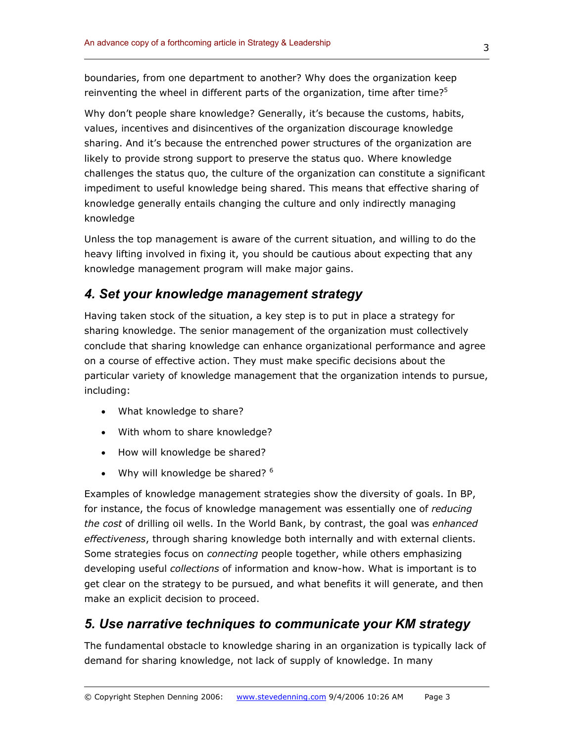boundaries, from one department to another? Why does the organization keep reinventing the wheel in different parts of the organization, time after time?[5]

Why don't people share knowledge? Generally, it's because the customs, habits, values, incentives and disincentives of the organization discourage knowledge sharing. And it's because the entrenched power structures of the organization are likely to provide strong support to preserve the status quo. Where knowledge challenges the status quo, the culture of the organization can constitute a significant impediment to useful knowledge being shared. This means that effective sharing of knowledge generally entails changing the culture and only indirectly managing knowledge

Unless the top management is aware of the current situation, and willing to do the heavy lifting involved in fixing it, you should be cautious about expecting that any knowledge management program will make major gains.

## *4. Set your knowledge management strategy*

Having taken stock of the situation, a key step is to put in place a strategy for sharing knowledge. The senior management of the organization must collectively conclude that sharing knowledge can enhance organizational performance and agree on a course of effective action. They must make specific decisions about the particular variety of knowledge management that the organization intends to pursue, including:

- What knowledge to share?
- With whom to share knowledge?
- How will knowledge be shared?
- Why will knowledge be shared? [6]

Examples of knowledge management strategies show the diversity of goals. In BP, for instance, the focus of knowledge management was essentially one of *reducing the cost* of drilling oil wells. In the World Bank, by contrast, the goal was *enhanced effectiveness*, through sharing knowledge both internally and with external clients. Some strategies focus on *connecting* people together, while others emphasizing developing useful *collections* of information and know-how. What is important is to get clear on the strategy to be pursued, and what benefits it will generate, and then make an explicit decision to proceed.

## *5. Use narrative techniques to communicate your KM strategy*

The fundamental obstacle to knowledge sharing in an organization is typically lack of demand for sharing knowledge, not lack of supply of knowledge. In many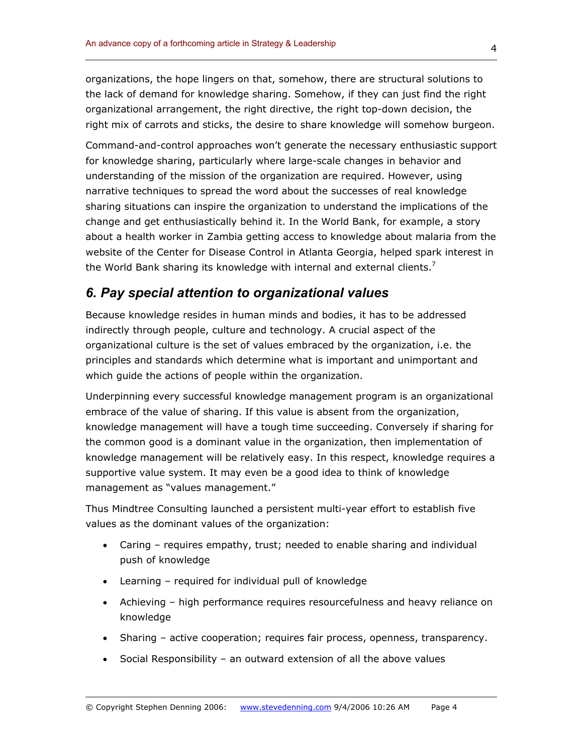organizations, the hope lingers on that, somehow, there are structural solutions to the lack of demand for knowledge sharing. Somehow, if they can just find the right organizational arrangement, the right directive, the right top-down decision, the right mix of carrots and sticks, the desire to share knowledge will somehow burgeon.

Command-and-control approaches won't generate the necessary enthusiastic support for knowledge sharing, particularly where large-scale changes in behavior and understanding of the mission of the organization are required. However, using narrative techniques to spread the word about the successes of real knowledge sharing situations can inspire the organization to understand the implications of the change and get enthusiastically behind it. In the World Bank, for example, a story about a health worker in Zambia getting access to knowledge about malaria from the website of the Center for Disease Control in Atlanta Georgia, helped spark interest in the World Bank sharing its knowledge with internal and external clients.[7]

## *6. Pay special attention to organizational values*

Because knowledge resides in human minds and bodies, it has to be addressed indirectly through people, culture and technology. A crucial aspect of the organizational culture is the set of values embraced by the organization, i.e. the principles and standards which determine what is important and unimportant and which guide the actions of people within the organization.

Underpinning every successful knowledge management program is an organizational embrace of the value of sharing. If this value is absent from the organization, knowledge management will have a tough time succeeding. Conversely if sharing for the common good is a dominant value in the organization, then implementation of knowledge management will be relatively easy. In this respect, knowledge requires a supportive value system. It may even be a good idea to think of knowledge management as "values management."

Thus Mindtree Consulting launched a persistent multi-year effort to establish five values as the dominant values of the organization:

- Caring – requires empathy, trust; needed to enable sharing and individual push of knowledge
- Learning – required for individual pull of knowledge
- Achieving – high performance requires resourcefulness and heavy reliance on knowledge
- Sharing – active cooperation; requires fair process, openness, transparency.
- Social Responsibility – an outward extension of all the above values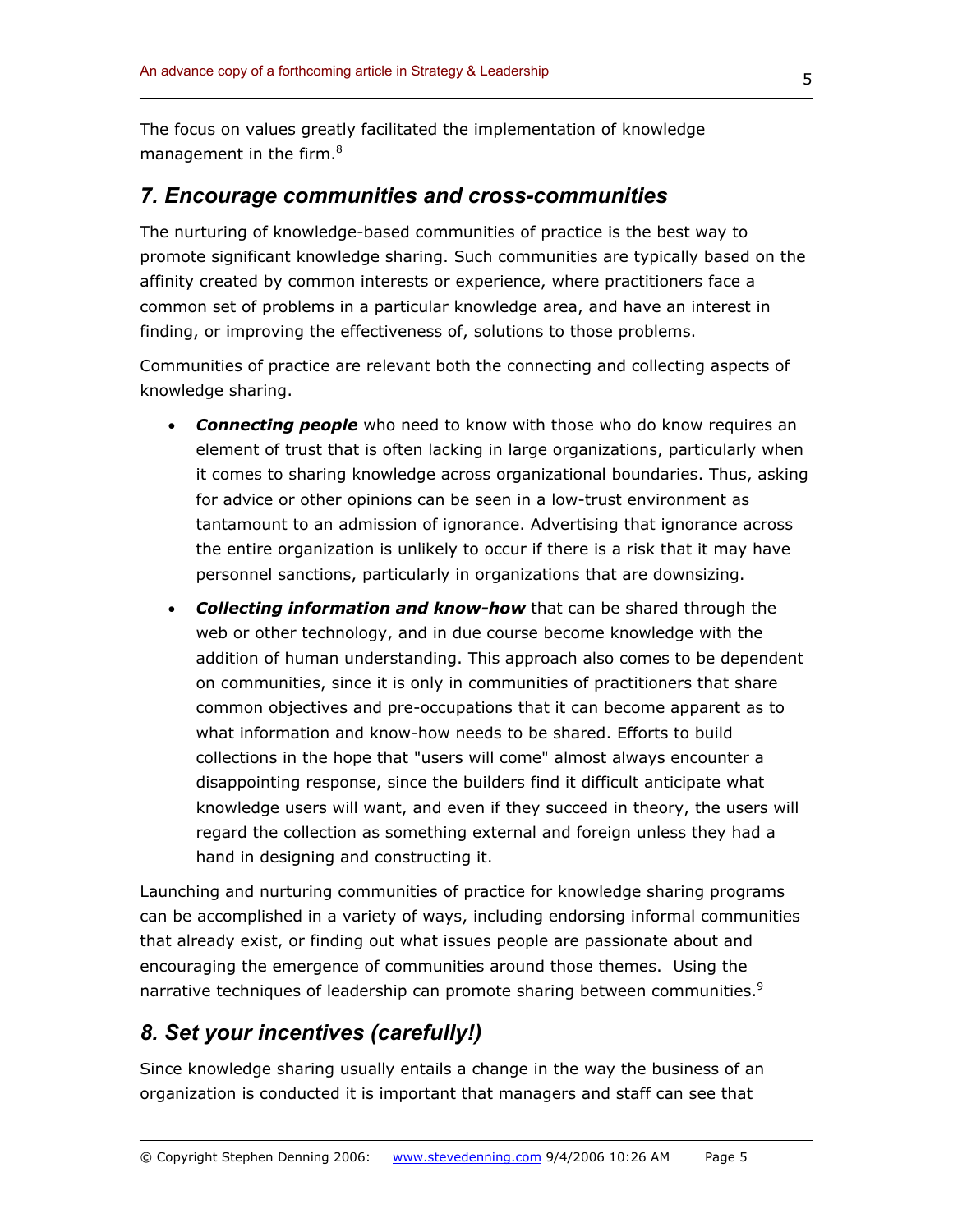The focus on values greatly facilitated the implementation of knowledge management in the firm.[8]

## *7. Encourage communities and cross-communities*

The nurturing of knowledge-based communities of practice is the best way to promote significant knowledge sharing. Such communities are typically based on the affinity created by common interests or experience, where practitioners face a common set of problems in a particular knowledge area, and have an interest in finding, or improving the effectiveness of, solutions to those problems.

Communities of practice are relevant both the connecting and collecting aspects of knowledge sharing.

- ***Connecting people*** who need to know with those who do know requires an element of trust that is often lacking in large organizations, particularly when it comes to sharing knowledge across organizational boundaries. Thus, asking for advice or other opinions can be seen in a low-trust environment as tantamount to an admission of ignorance. Advertising that ignorance across the entire organization is unlikely to occur if there is a risk that it may have personnel sanctions, particularly in organizations that are downsizing.
- ***Collecting information and know-how*** that can be shared through the web or other technology, and in due course become knowledge with the addition of human understanding. This approach also comes to be dependent on communities, since it is only in communities of practitioners that share common objectives and pre-occupations that it can become apparent as to what information and know-how needs to be shared. Efforts to build collections in the hope that "users will come" almost always encounter a disappointing response, since the builders find it difficult anticipate what knowledge users will want, and even if they succeed in theory, the users will regard the collection as something external and foreign unless they had a hand in designing and constructing it.

Launching and nurturing communities of practice for knowledge sharing programs can be accomplished in a variety of ways, including endorsing informal communities that already exist, or finding out what issues people are passionate about and encouraging the emergence of communities around those themes. Using the narrative techniques of leadership can promote sharing between communities.[9]

## *8. Set your incentives (carefully!)*

Since knowledge sharing usually entails a change in the way the business of an organization is conducted it is important that managers and staff can see that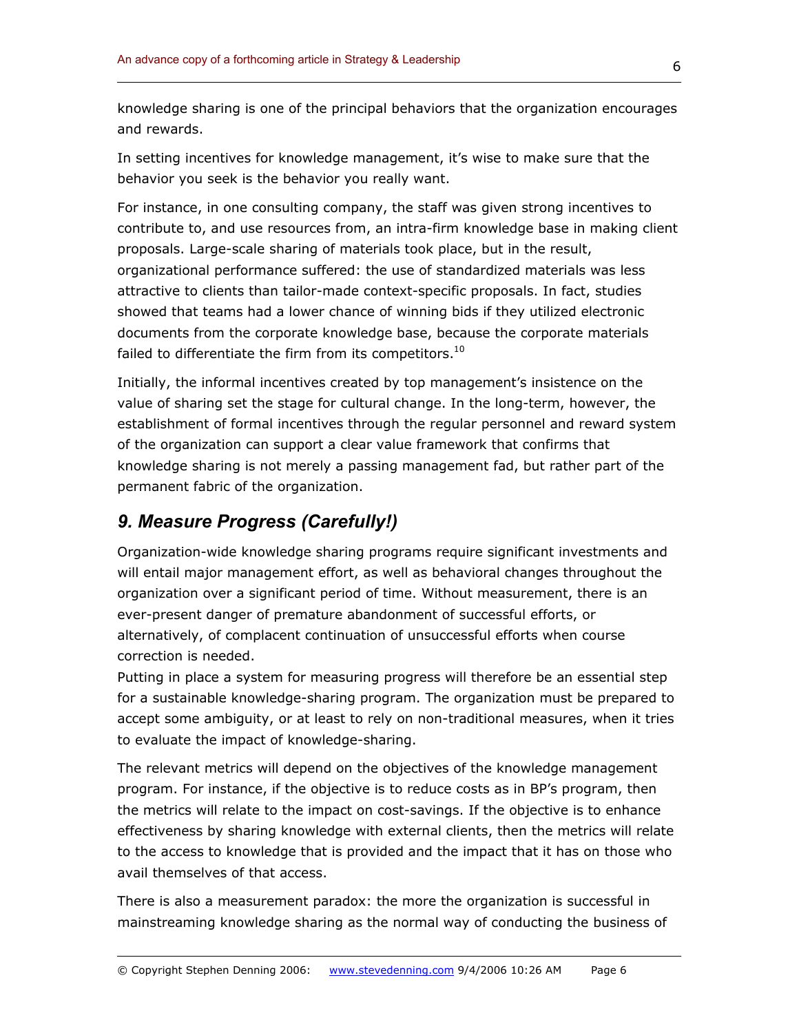knowledge sharing is one of the principal behaviors that the organization encourages and rewards.

In setting incentives for knowledge management, it's wise to make sure that the behavior you seek is the behavior you really want.

For instance, in one consulting company, the staff was given strong incentives to contribute to, and use resources from, an intra-firm knowledge base in making client proposals. Large-scale sharing of materials took place, but in the result, organizational performance suffered: the use of standardized materials was less attractive to clients than tailor-made context-specific proposals. In fact, studies showed that teams had a lower chance of winning bids if they utilized electronic documents from the corporate knowledge base, because the corporate materials failed to differentiate the firm from its competitors.[10]

Initially, the informal incentives created by top management's insistence on the value of sharing set the stage for cultural change. In the long-term, however, the establishment of formal incentives through the regular personnel and reward system of the organization can support a clear value framework that confirms that knowledge sharing is not merely a passing management fad, but rather part of the permanent fabric of the organization.

## *9. Measure Progress (Carefully!)*

Organization-wide knowledge sharing programs require significant investments and will entail major management effort, as well as behavioral changes throughout the organization over a significant period of time. Without measurement, there is an ever-present danger of premature abandonment of successful efforts, or alternatively, of complacent continuation of unsuccessful efforts when course correction is needed.

Putting in place a system for measuring progress will therefore be an essential step for a sustainable knowledge-sharing program. The organization must be prepared to accept some ambiguity, or at least to rely on non-traditional measures, when it tries to evaluate the impact of knowledge-sharing.

The relevant metrics will depend on the objectives of the knowledge management program. For instance, if the objective is to reduce costs as in BP's program, then the metrics will relate to the impact on cost-savings. If the objective is to enhance effectiveness by sharing knowledge with external clients, then the metrics will relate to the access to knowledge that is provided and the impact that it has on those who avail themselves of that access.

There is also a measurement paradox: the more the organization is successful in mainstreaming knowledge sharing as the normal way of conducting the business of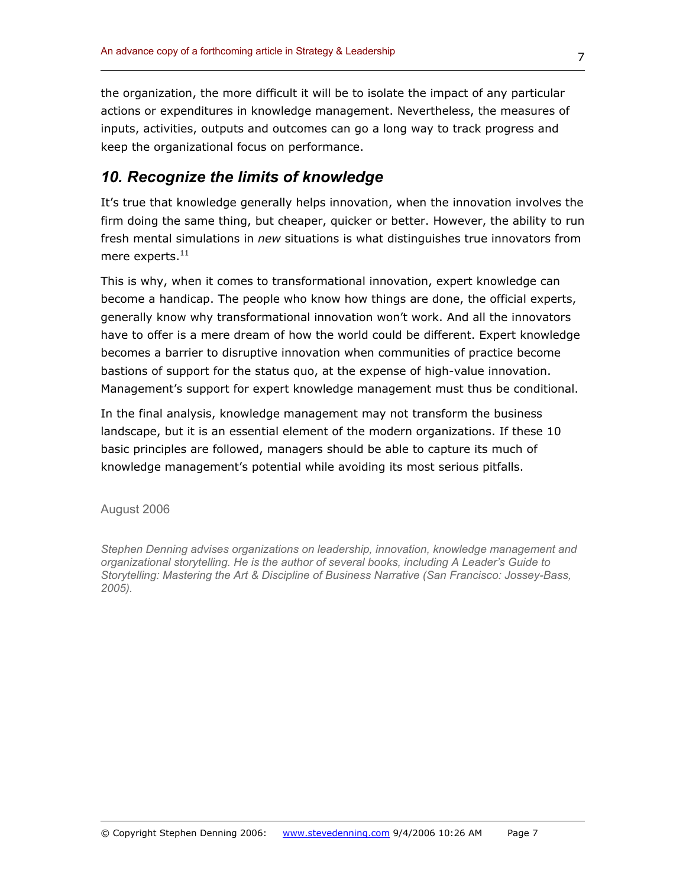the organization, the more difficult it will be to isolate the impact of any particular actions or expenditures in knowledge management. Nevertheless, the measures of inputs, activities, outputs and outcomes can go a long way to track progress and keep the organizational focus on performance.

## *10. Recognize the limits of knowledge*

It's true that knowledge generally helps innovation, when the innovation involves the firm doing the same thing, but cheaper, quicker or better. However, the ability to run fresh mental simulations in *new* situations is what distinguishes true innovators from mere experts.[11]

This is why, when it comes to transformational innovation, expert knowledge can become a handicap. The people who know how things are done, the official experts, generally know why transformational innovation won't work. And all the innovators have to offer is a mere dream of how the world could be different. Expert knowledge becomes a barrier to disruptive innovation when communities of practice become bastions of support for the status quo, at the expense of high-value innovation. Management's support for expert knowledge management must thus be conditional.

In the final analysis, knowledge management may not transform the business landscape, but it is an essential element of the modern organizations. If these 10 basic principles are followed, managers should be able to capture its much of knowledge management's potential while avoiding its most serious pitfalls.

August 2006

*Stephen Denning advises organizations on leadership, innovation, knowledge management and organizational storytelling. He is the author of several books, including A Leader's Guide to Storytelling: Mastering the Art & Discipline of Business Narrative (San Francisco: Jossey-Bass, 2005).*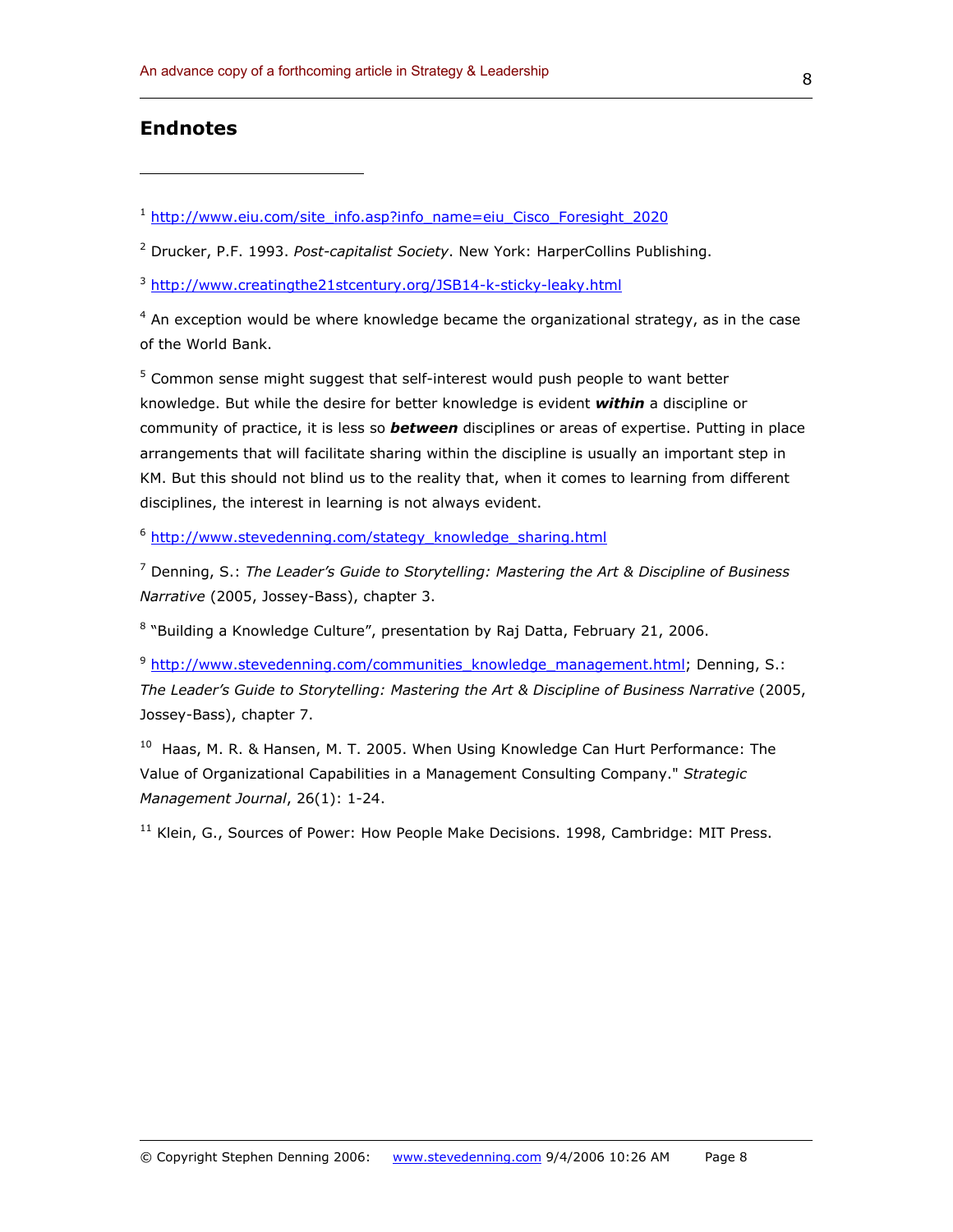## Endnotes

[1] http://www.eiu.com/site_info.asp?info_name=eiu_Cisco_Foresight_2020

[2] Drucker, P.F. 1993. *Post-capitalist Society*. New York: HarperCollins Publishing.

[3] http://www.creatingthe21stcentury.org/JSB14-k-sticky-leaky.html

[4] An exception would be where knowledge became the organizational strategy, as in the case of the World Bank.

[5] Common sense might suggest that self-interest would push people to want better knowledge. But while the desire for better knowledge is evident ***within*** a discipline or community of practice, it is less so ***between*** disciplines or areas of expertise. Putting in place arrangements that will facilitate sharing within the discipline is usually an important step in KM. But this should not blind us to the reality that, when it comes to learning from different disciplines, the interest in learning is not always evident.

[6] http://www.stevedenning.com/stategy_knowledge_sharing.html

[7] Denning, S.: *The Leader's Guide to Storytelling: Mastering the Art & Discipline of Business Narrative* (2005, Jossey-Bass), chapter 3.

[8] "Building a Knowledge Culture", presentation by Raj Datta, February 21, 2006.

[9] http://www.stevedenning.com/communities_knowledge_management.html; Denning, S.: *The Leader's Guide to Storytelling: Mastering the Art & Discipline of Business Narrative* (2005, Jossey-Bass), chapter 7.

[10] Haas, M. R. & Hansen, M. T. 2005. When Using Knowledge Can Hurt Performance: The Value of Organizational Capabilities in a Management Consulting Company." *Strategic Management Journal*, 26(1): 1-24.

[11] Klein, G., Sources of Power: How People Make Decisions. 1998, Cambridge: MIT Press.